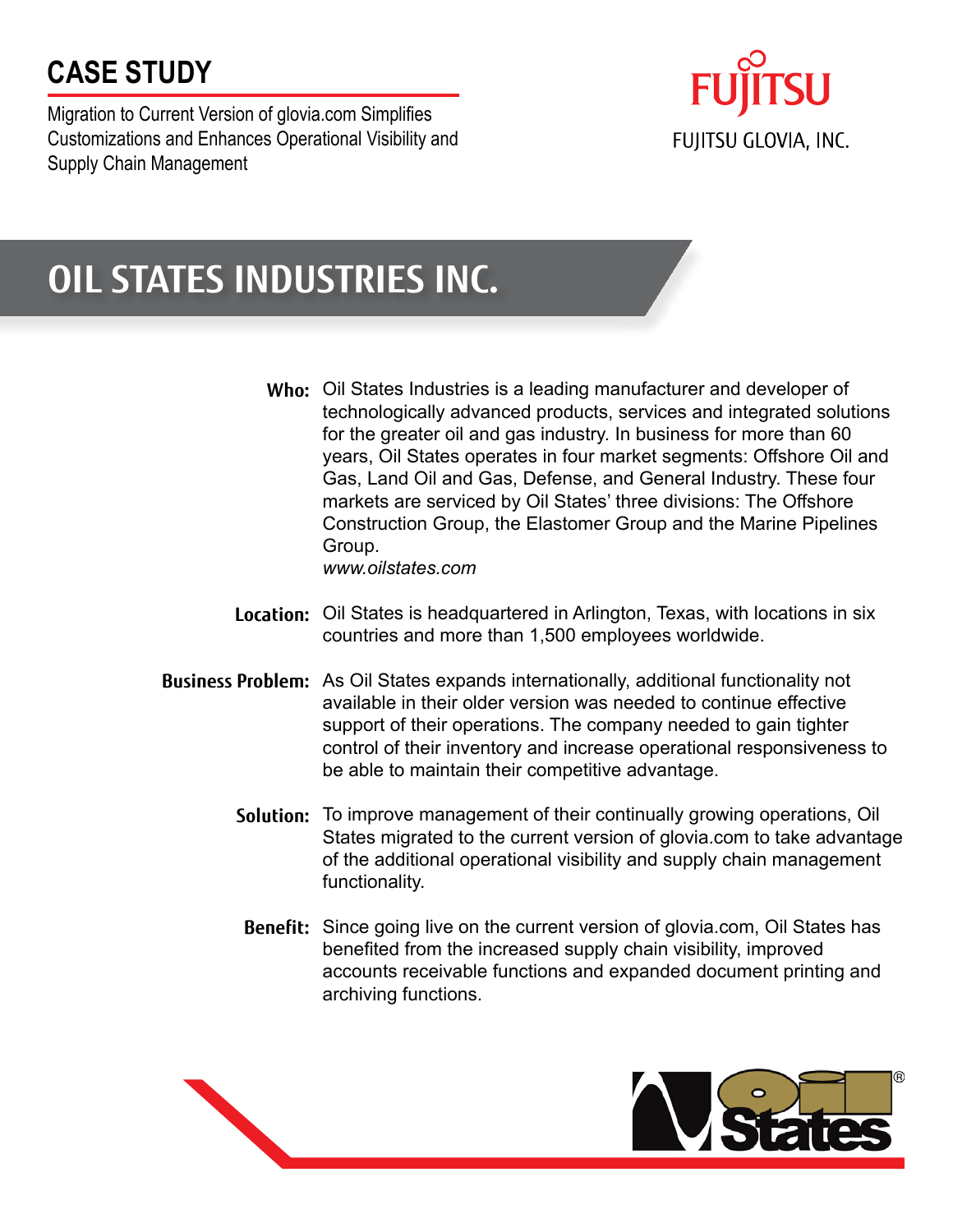## CASE STUDY

Migration to Current Version of glovia.com Simplifies Customizations and Enhances Operational Visibility and Supply Chain Management

FUJITSU GLOVIA, INC.

# OIL STATES INDUSTRIES INC.

**Who:** Oil States Industries is a leading manufacturer and developer of technologically advanced products, services and integrated solutions for the greater oil and gas industry. In business for more than 60 years, Oil States operates in four market segments: Offshore Oil and Gas, Land Oil and Gas, Defense, and General Industry. These four markets are serviced by Oil States' three divisions: The Offshore Construction Group, the Elastomer Group and the Marine Pipelines Group.
*www.oilstates.com*

**Location:** Oil States is headquartered in Arlington, Texas, with locations in six countries and more than 1,500 employees worldwide.

**Business Problem:** As Oil States expands internationally, additional functionality not available in their older version was needed to continue effective support of their operations. The company needed to gain tighter control of their inventory and increase operational responsiveness to be able to maintain their competitive advantage.

**Solution:** To improve management of their continually growing operations, Oil States migrated to the current version of glovia.com to take advantage of the additional operational visibility and supply chain management functionality.

**Benefit:** Since going live on the current version of glovia.com, Oil States has benefited from the increased supply chain visibility, improved accounts receivable functions and expanded document printing and archiving functions.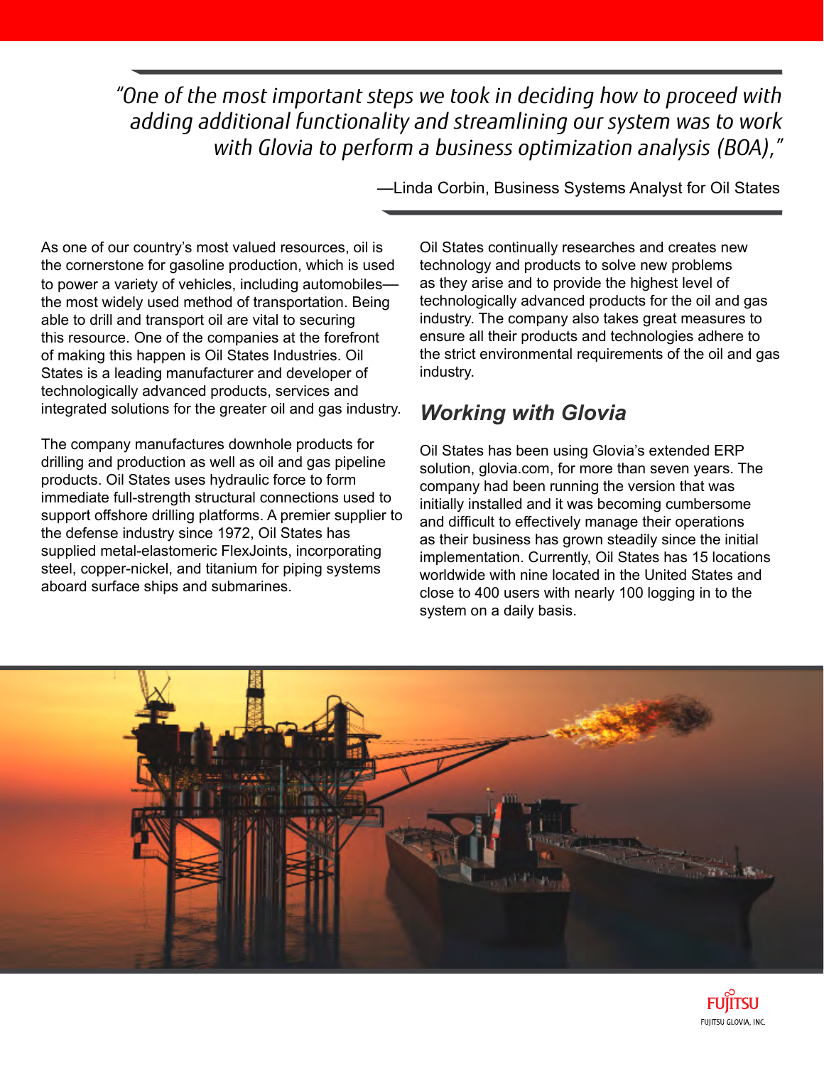*"One of the most important steps we took in deciding how to proceed with adding additional functionality and streamlining our system was to work with Glovia to perform a business optimization analysis (BOA),"*

—Linda Corbin, Business Systems Analyst for Oil States

As one of our country's most valued resources, oil is the cornerstone for gasoline production, which is used to power a variety of vehicles, including automobiles—the most widely used method of transportation. Being able to drill and transport oil are vital to securing this resource. One of the companies at the forefront of making this happen is Oil States Industries. Oil States is a leading manufacturer and developer of technologically advanced products, services and integrated solutions for the greater oil and gas industry.

The company manufactures downhole products for drilling and production as well as oil and gas pipeline products. Oil States uses hydraulic force to form immediate full-strength structural connections used to support offshore drilling platforms. A premier supplier to the defense industry since 1972, Oil States has supplied metal-elastomeric FlexJoints, incorporating steel, copper-nickel, and titanium for piping systems aboard surface ships and submarines.

Oil States continually researches and creates new technology and products to solve new problems as they arise and to provide the highest level of technologically advanced products for the oil and gas industry. The company also takes great measures to ensure all their products and technologies adhere to the strict environmental requirements of the oil and gas industry.

## *Working with Glovia*

Oil States has been using Glovia's extended ERP solution, glovia.com, for more than seven years. The company had been running the version that was initially installed and it was becoming cumbersome and difficult to effectively manage their operations as their business has grown steadily since the initial implementation. Currently, Oil States has 15 locations worldwide with nine located in the United States and close to 400 users with nearly 100 logging in to the system on a daily basis.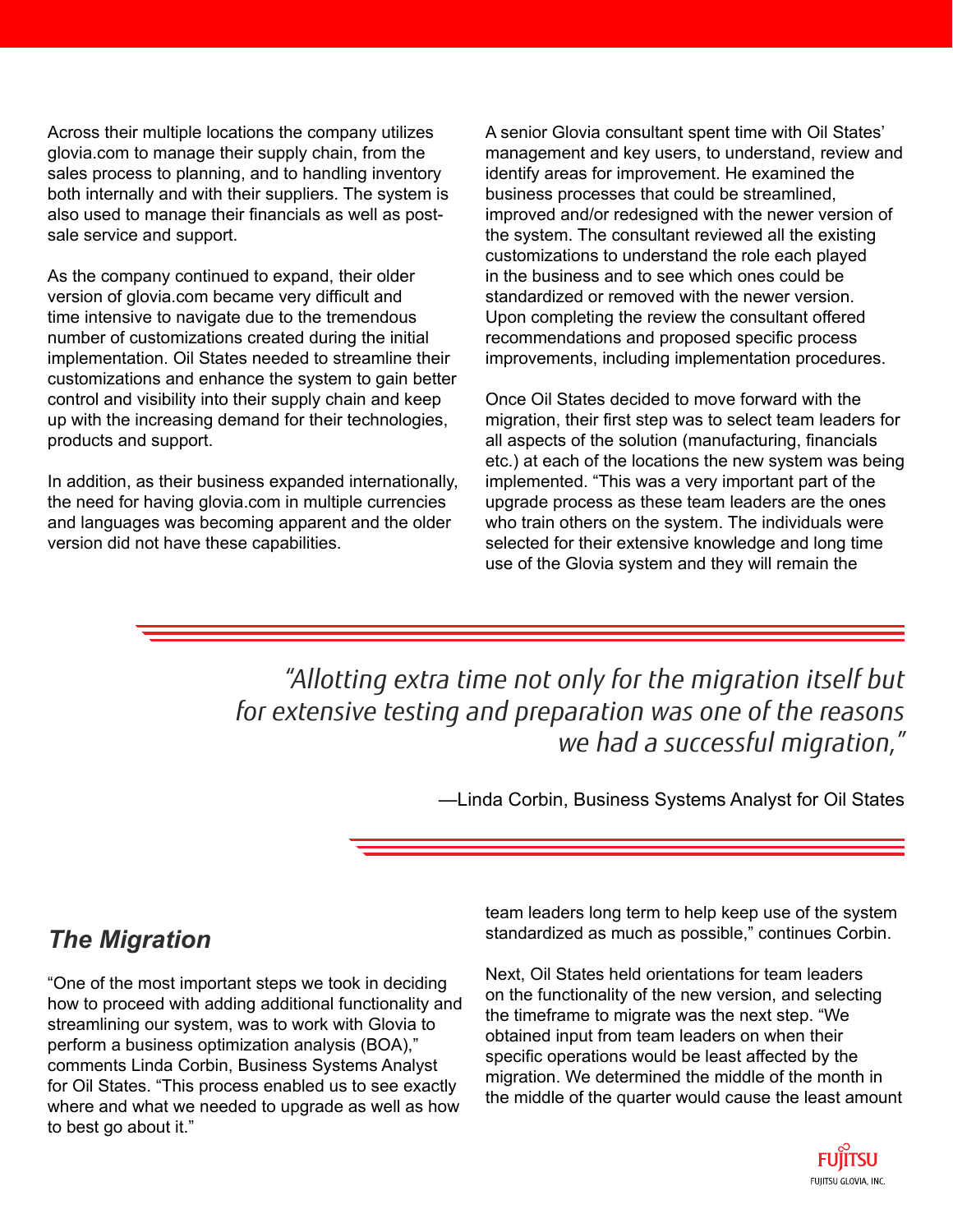Across their multiple locations the company utilizes glovia.com to manage their supply chain, from the sales process to planning, and to handling inventory both internally and with their suppliers. The system is also used to manage their financials as well as post-sale service and support.

As the company continued to expand, their older version of glovia.com became very difficult and time intensive to navigate due to the tremendous number of customizations created during the initial implementation. Oil States needed to streamline their customizations and enhance the system to gain better control and visibility into their supply chain and keep up with the increasing demand for their technologies, products and support.

In addition, as their business expanded internationally, the need for having glovia.com in multiple currencies and languages was becoming apparent and the older version did not have these capabilities.

A senior Glovia consultant spent time with Oil States' management and key users, to understand, review and identify areas for improvement. He examined the business processes that could be streamlined, improved and/or redesigned with the newer version of the system. The consultant reviewed all the existing customizations to understand the role each played in the business and to see which ones could be standardized or removed with the newer version. Upon completing the review the consultant offered recommendations and proposed specific process improvements, including implementation procedures.

Once Oil States decided to move forward with the migration, their first step was to select team leaders for all aspects of the solution (manufacturing, financials etc.) at each of the locations the new system was being implemented. "This was a very important part of the upgrade process as these team leaders are the ones who train others on the system. The individuals were selected for their extensive knowledge and long time use of the Glovia system and they will remain the team leaders long term to help keep use of the system standardized as much as possible," continues Corbin.

> *"Allotting extra time not only for the migration itself but for extensive testing and preparation was one of the reasons we had a successful migration,"*
>
> —Linda Corbin, Business Systems Analyst for Oil States

## *The Migration*

"One of the most important steps we took in deciding how to proceed with adding additional functionality and streamlining our system, was to work with Glovia to perform a business optimization analysis (BOA)," comments Linda Corbin, Business Systems Analyst for Oil States. "This process enabled us to see exactly where and what we needed to upgrade as well as how to best go about it."

Next, Oil States held orientations for team leaders on the functionality of the new version, and selecting the timeframe to migrate was the next step. "We obtained input from team leaders on when their specific operations would be least affected by the migration. We determined the middle of the month in the middle of the quarter would cause the least amount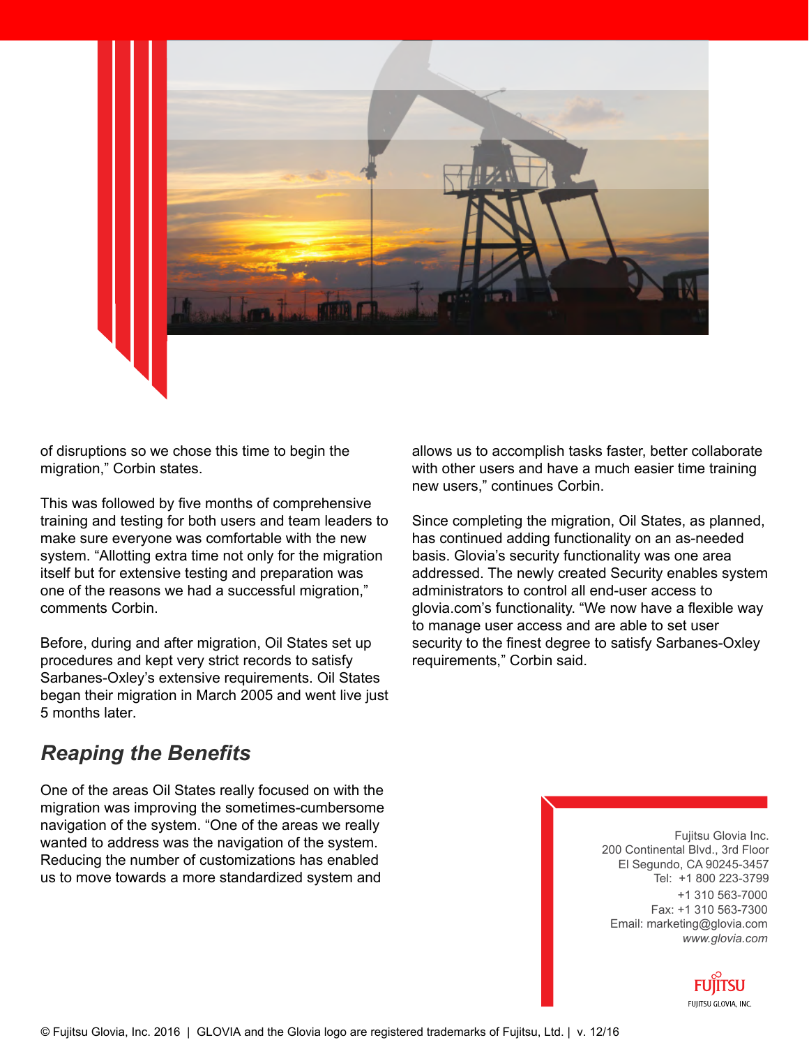of disruptions so we chose this time to begin the migration," Corbin states.

This was followed by five months of comprehensive training and testing for both users and team leaders to make sure everyone was comfortable with the new system. "Allotting extra time not only for the migration itself but for extensive testing and preparation was one of the reasons we had a successful migration," comments Corbin.

Before, during and after migration, Oil States set up procedures and kept very strict records to satisfy Sarbanes-Oxley's extensive requirements. Oil States began their migration in March 2005 and went live just 5 months later.

## *Reaping the Benefits*

One of the areas Oil States really focused on with the migration was improving the sometimes-cumbersome navigation of the system. "One of the areas we really wanted to address was the navigation of the system. Reducing the number of customizations has enabled us to move towards a more standardized system and allows us to accomplish tasks faster, better collaborate with other users and have a much easier time training new users," continues Corbin.

Since completing the migration, Oil States, as planned, has continued adding functionality on an as-needed basis. Glovia's security functionality was one area addressed. The newly created Security enables system administrators to control all end-user access to glovia.com's functionality. "We now have a flexible way to manage user access and are able to set user security to the finest degree to satisfy Sarbanes-Oxley requirements," Corbin said.

Fujitsu Glovia Inc.
200 Continental Blvd., 3rd Floor
El Segundo, CA 90245-3457
Tel: +1 800 223-3799
+1 310 563-7000
Fax: +1 310 563-7300
Email: marketing@glovia.com
*www.glovia.com*

FUJITSU
FUJITSU GLOVIA, INC.

© Fujitsu Glovia, Inc. 2016 | GLOVIA and the Glovia logo are registered trademarks of Fujitsu, Ltd. | v. 12/16